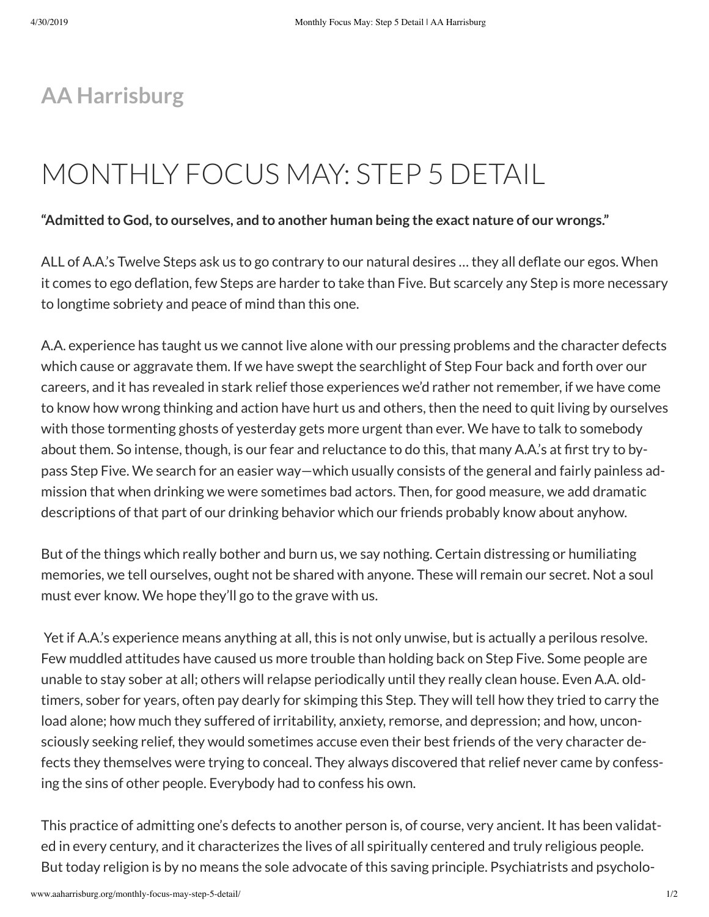**AA Harrisburg**

# MONTHLY FOCUS MAY: STEP 5 DETAIL

**"Admitted to God, to ourselves, and to another human being the exact nature of our wrongs."**

ALL of A.A.'s Twelve Steps ask us to go contrary to our natural desires … they all deflate our egos. When it comes to ego deflation, few Steps are harder to take than Five. But scarcely any Step is more necessary to longtime sobriety and peace of mind than this one.

A.A. experience has taught us we cannot live alone with our pressing problems and the character defects which cause or aggravate them. If we have swept the searchlight of Step Four back and forth over our careers, and it has revealed in stark relief those experiences we'd rather not remember, if we have come to know how wrong thinking and action have hurt us and others, then the need to quit living by ourselves with those tormenting ghosts of yesterday gets more urgent than ever. We have to talk to somebody about them. So intense, though, is our fear and reluctance to do this, that many A.A.'s at first try to bypass Step Five. We search for an easier way—which usually consists of the general and fairly painless admission that when drinking we were sometimes bad actors. Then, for good measure, we add dramatic descriptions of that part of our drinking behavior which our friends probably know about anyhow.

But of the things which really bother and burn us, we say nothing. Certain distressing or humiliating memories, we tell ourselves, ought not be shared with anyone. These will remain our secret. Not a soul must ever know. We hope they'll go to the grave with us.

Yet if A.A.'s experience means anything at all, this is not only unwise, but is actually a perilous resolve. Few muddled attitudes have caused us more trouble than holding back on Step Five. Some people are unable to stay sober at all; others will relapse periodically until they really clean house. Even A.A. oldtimers, sober for years, often pay dearly for skimping this Step. They will tell how they tried to carry the load alone; how much they suffered of irritability, anxiety, remorse, and depression; and how, unconsciously seeking relief, they would sometimes accuse even their best friends of the very character defects they themselves were trying to conceal. They always discovered that relief never came by confessing the sins of other people. Everybody had to confess his own.

This practice of admitting one's defects to another person is, of course, very ancient. It has been validated in every century, and it characterizes the lives of all spiritually centered and truly religious people. But today religion is by no means the sole advocate of this saving principle. Psychiatrists and psycholo-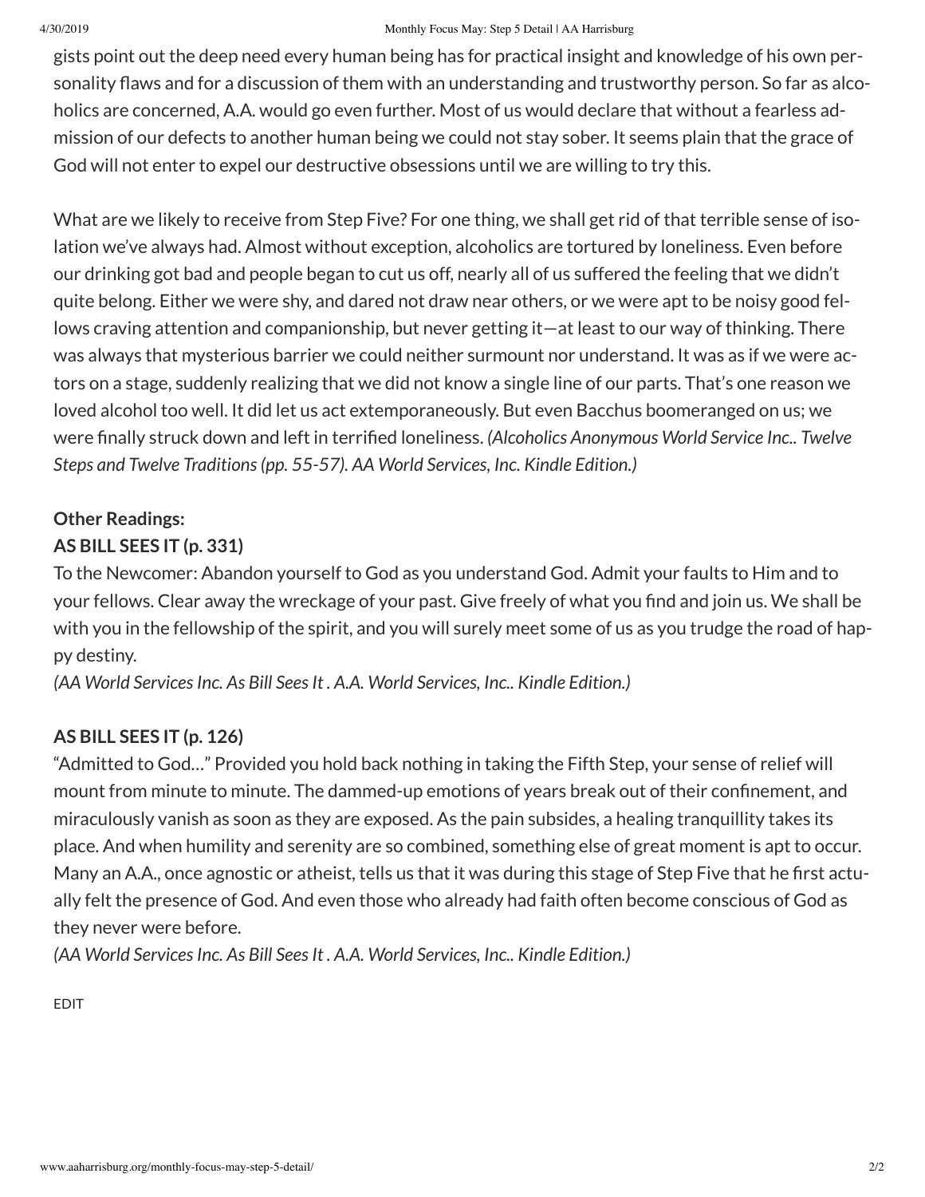gists point out the deep need every human being has for practical insight and knowledge of his own personality flaws and for a discussion of them with an understanding and trustworthy person. So far as alcoholics are concerned, A.A. would go even further. Most of us would declare that without a fearless admission of our defects to another human being we could not stay sober. It seems plain that the grace of God will not enter to expel our destructive obsessions until we are willing to try this.

What are we likely to receive from Step Five? For one thing, we shall get rid of that terrible sense of isolation we've always had. Almost without exception, alcoholics are tortured by loneliness. Even before our drinking got bad and people began to cut us off, nearly all of us suffered the feeling that we didn't quite belong. Either we were shy, and dared not draw near others, or we were apt to be noisy good fellows craving attention and companionship, but never getting it—at least to our way of thinking. There was always that mysterious barrier we could neither surmount nor understand. It was as if we were actors on a stage, suddenly realizing that we did not know a single line of our parts. That's one reason we loved alcohol too well. It did let us act extemporaneously. But even Bacchus boomeranged on us; we were finally struck down and left in terrified loneliness. *(Alcoholics Anonymous World Service Inc.. Twelve Steps and Twelve Traditions (pp. 55-57). AA World Services, Inc. Kindle Edition.)*

**Other Readings:**

**AS BILL SEES IT (p. 331)**

To the Newcomer: Abandon yourself to God as you understand God. Admit your faults to Him and to your fellows. Clear away the wreckage of your past. Give freely of what you find and join us. We shall be with you in the fellowship of the spirit, and you will surely meet some of us as you trudge the road of happy destiny.

*(AA World Services Inc. As Bill Sees It . A.A. World Services, Inc.. Kindle Edition.)*

**AS BILL SEES IT (p. 126)**

"Admitted to God…" Provided you hold back nothing in taking the Fifth Step, your sense of relief will mount from minute to minute. The dammed-up emotions of years break out of their confinement, and miraculously vanish as soon as they are exposed. As the pain subsides, a healing tranquillity takes its place. And when humility and serenity are so combined, something else of great moment is apt to occur. Many an A.A., once agnostic or atheist, tells us that it was during this stage of Step Five that he first actually felt the presence of God. And even those who already had faith often become conscious of God as they never were before.

*(AA World Services Inc. As Bill Sees It . A.A. World Services, Inc.. Kindle Edition.)*

EDIT